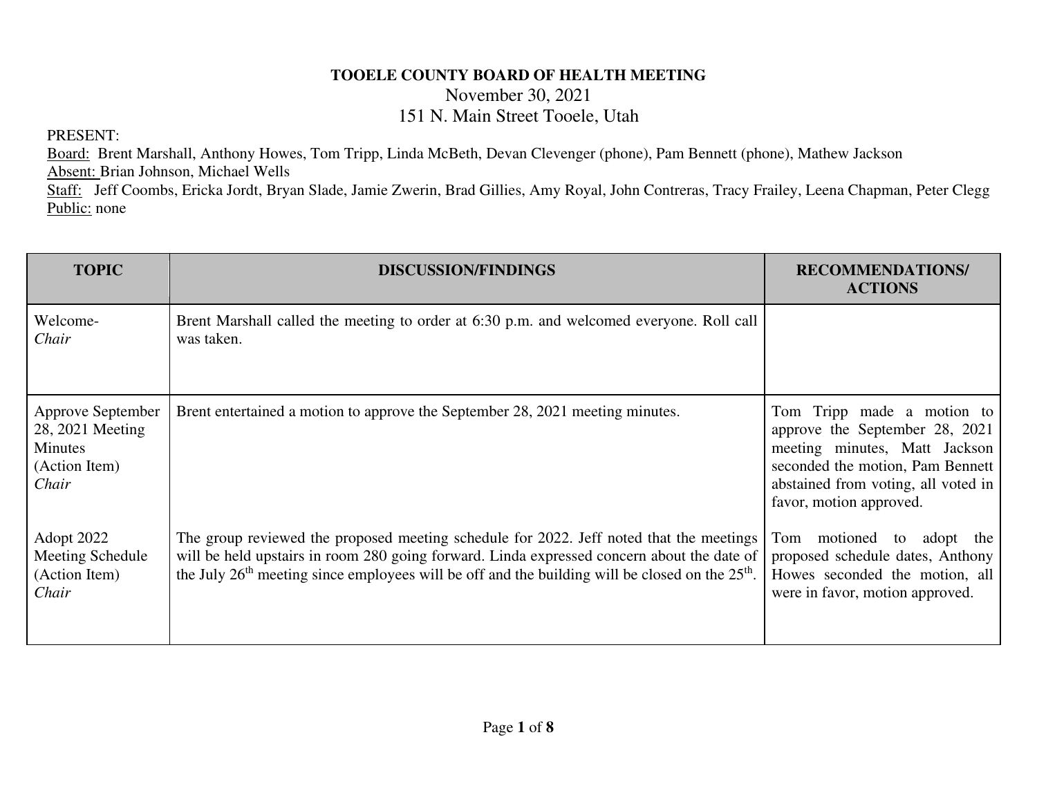**TOOELE COUNTY BOARD OF HEALTH MEETING**

November 30, 2021

151 N. Main Street Tooele, Utah

PRESENT:

Board: Brent Marshall, Anthony Howes, Tom Tripp, Linda McBeth, Devan Clevenger (phone), Pam Bennett (phone), Mathew Jackson

Absent: Brian Johnson, Michael Wells

Staff: Jeff Coombs, Ericka Jordt, Bryan Slade, Jamie Zwerin, Brad Gillies, Amy Royal, John Contreras, Tracy Frailey, Leena Chapman, Peter Clegg

Public: none

| TOPIC | DISCUSSION/FINDINGS | RECOMMENDATIONS/ ACTIONS |
|---|---|---|
| Welcome- *Chair* | Brent Marshall called the meeting to order at 6:30 p.m. and welcomed everyone. Roll call was taken. | |
| Approve September 28, 2021 Meeting Minutes (Action Item) *Chair* | Brent entertained a motion to approve the September 28, 2021 meeting minutes. | Tom Tripp made a motion to approve the September 28, 2021 meeting minutes, Matt Jackson seconded the motion, Pam Bennett abstained from voting, all voted in favor, motion approved. |
| Adopt 2022 Meeting Schedule (Action Item) *Chair* | The group reviewed the proposed meeting schedule for 2022. Jeff noted that the meetings will be held upstairs in room 280 going forward. Linda expressed concern about the date of the July 26th meeting since employees will be off and the building will be closed on the 25th. | Tom motioned to adopt the proposed schedule dates, Anthony Howes seconded the motion, all were in favor, motion approved. |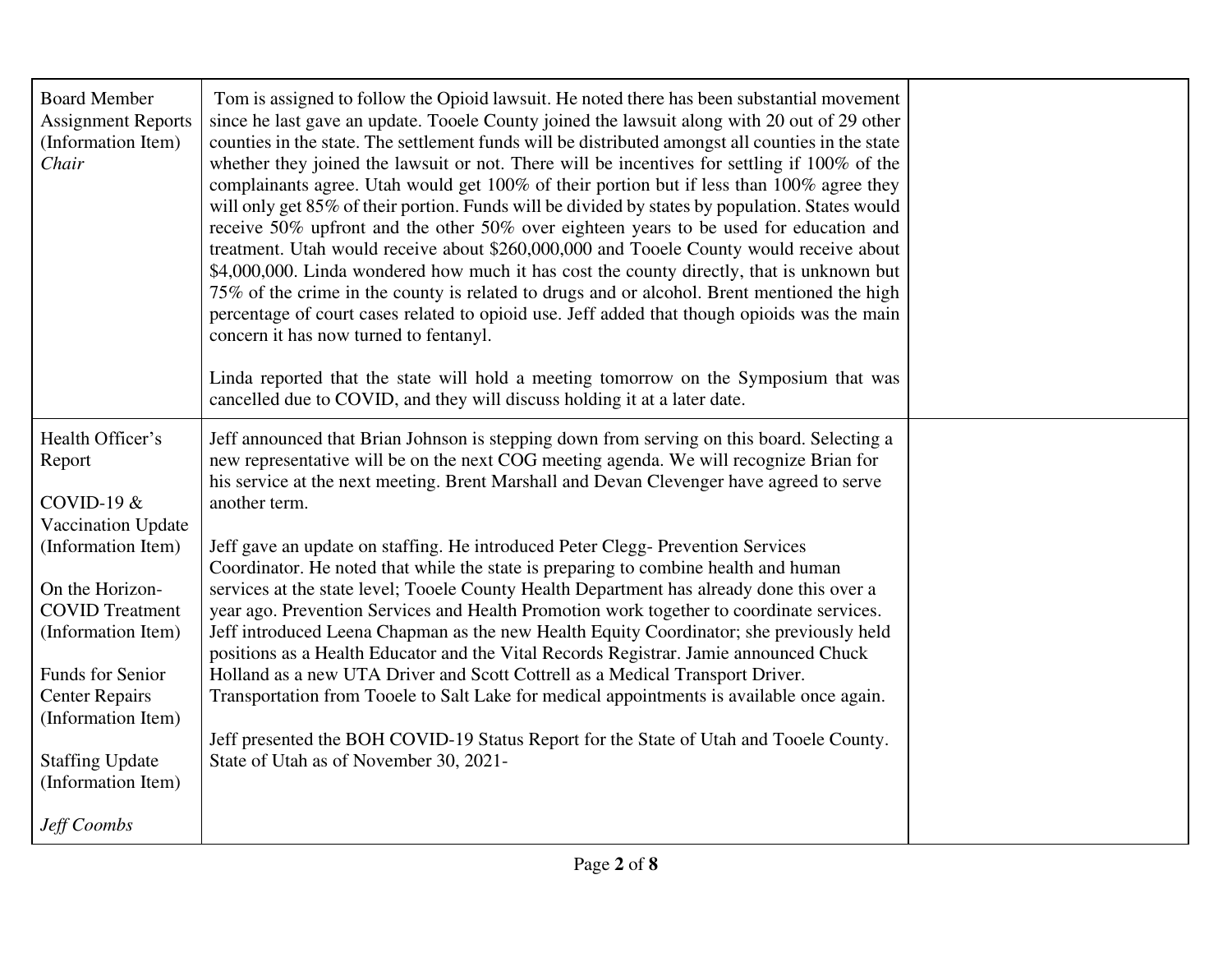| | | |
|---|---|---|
| Board Member Assignment Reports (Information Item) *Chair* | Tom is assigned to follow the Opioid lawsuit. He noted there has been substantial movement since he last gave an update. Tooele County joined the lawsuit along with 20 out of 29 other counties in the state. The settlement funds will be distributed amongst all counties in the state whether they joined the lawsuit or not. There will be incentives for settling if 100% of the complainants agree. Utah would get 100% of their portion but if less than 100% agree they will only get 85% of their portion. Funds will be divided by states by population. States would receive 50% upfront and the other 50% over eighteen years to be used for education and treatment. Utah would receive about $260,000,000 and Tooele County would receive about $4,000,000. Linda wondered how much it has cost the county directly, that is unknown but 75% of the crime in the county is related to drugs and or alcohol. Brent mentioned the high percentage of court cases related to opioid use. Jeff added that though opioids was the main concern it has now turned to fentanyl.<br><br>Linda reported that the state will hold a meeting tomorrow on the Symposium that was cancelled due to COVID, and they will discuss holding it at a later date. | |
| Health Officer's Report<br><br>COVID-19 & Vaccination Update (Information Item)<br><br>On the Horizon- COVID Treatment (Information Item)<br><br>Funds for Senior Center Repairs (Information Item)<br><br>Staffing Update (Information Item)<br><br>*Jeff Coombs* | Jeff announced that Brian Johnson is stepping down from serving on this board. Selecting a new representative will be on the next COG meeting agenda. We will recognize Brian for his service at the next meeting. Brent Marshall and Devan Clevenger have agreed to serve another term.<br><br>Jeff gave an update on staffing. He introduced Peter Clegg- Prevention Services Coordinator. He noted that while the state is preparing to combine health and human services at the state level; Tooele County Health Department has already done this over a year ago. Prevention Services and Health Promotion work together to coordinate services. Jeff introduced Leena Chapman as the new Health Equity Coordinator; she previously held positions as a Health Educator and the Vital Records Registrar. Jamie announced Chuck Holland as a new UTA Driver and Scott Cottrell as a Medical Transport Driver. Transportation from Tooele to Salt Lake for medical appointments is available once again.<br><br>Jeff presented the BOH COVID-19 Status Report for the State of Utah and Tooele County. State of Utah as of November 30, 2021- | |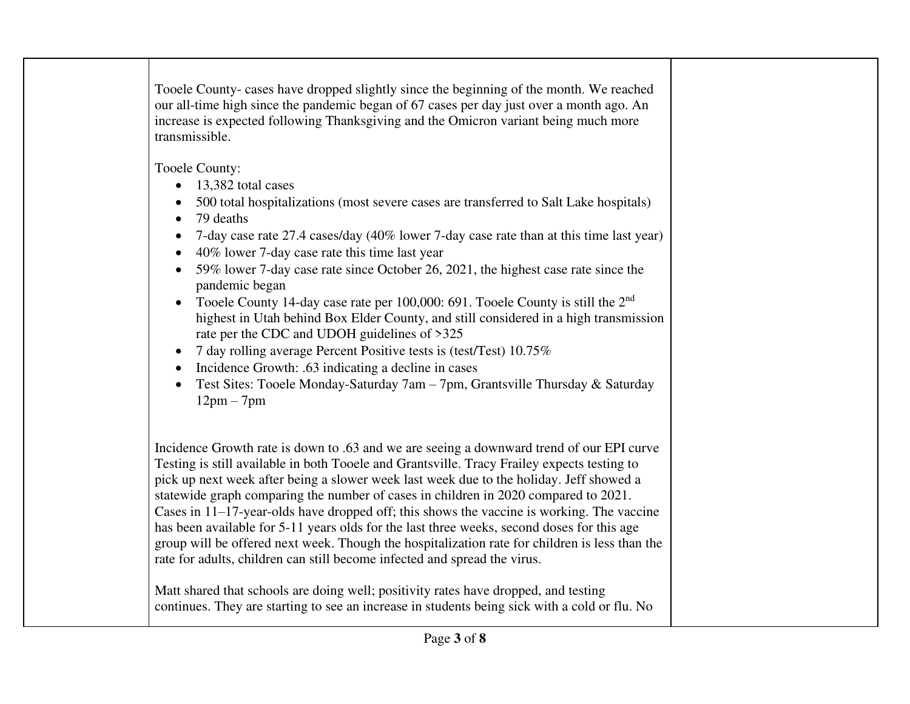| | | |
|---|---|---|
| | Tooele County- cases have dropped slightly since the beginning of the month. We reached our all-time high since the pandemic began of 67 cases per day just over a month ago. An increase is expected following Thanksgiving and the Omicron variant being much more transmissible.<br><br>Tooele County:<br>• 13,382 total cases<br>• 500 total hospitalizations (most severe cases are transferred to Salt Lake hospitals)<br>• 79 deaths<br>• 7-day case rate 27.4 cases/day (40% lower 7-day case rate than at this time last year)<br>• 40% lower 7-day case rate this time last year<br>• 59% lower 7-day case rate since October 26, 2021, the highest case rate since the pandemic began<br>• Tooele County 14-day case rate per 100,000: 691. Tooele County is still the 2nd highest in Utah behind Box Elder County, and still considered in a high transmission rate per the CDC and UDOH guidelines of >325<br>• 7 day rolling average Percent Positive tests is (test/Test) 10.75%<br>• Incidence Growth: .63 indicating a decline in cases<br>• Test Sites: Tooele Monday-Saturday 7am – 7pm, Grantsville Thursday & Saturday 12pm – 7pm<br><br>Incidence Growth rate is down to .63 and we are seeing a downward trend of our EPI curve Testing is still available in both Tooele and Grantsville. Tracy Frailey expects testing to pick up next week after being a slower week last week due to the holiday. Jeff showed a statewide graph comparing the number of cases in children in 2020 compared to 2021. Cases in 11–17-year-olds have dropped off; this shows the vaccine is working. The vaccine has been available for 5-11 years olds for the last three weeks, second doses for this age group will be offered next week. Though the hospitalization rate for children is less than the rate for adults, children can still become infected and spread the virus.<br><br>Matt shared that schools are doing well; positivity rates have dropped, and testing continues. They are starting to see an increase in students being sick with a cold or flu. No | |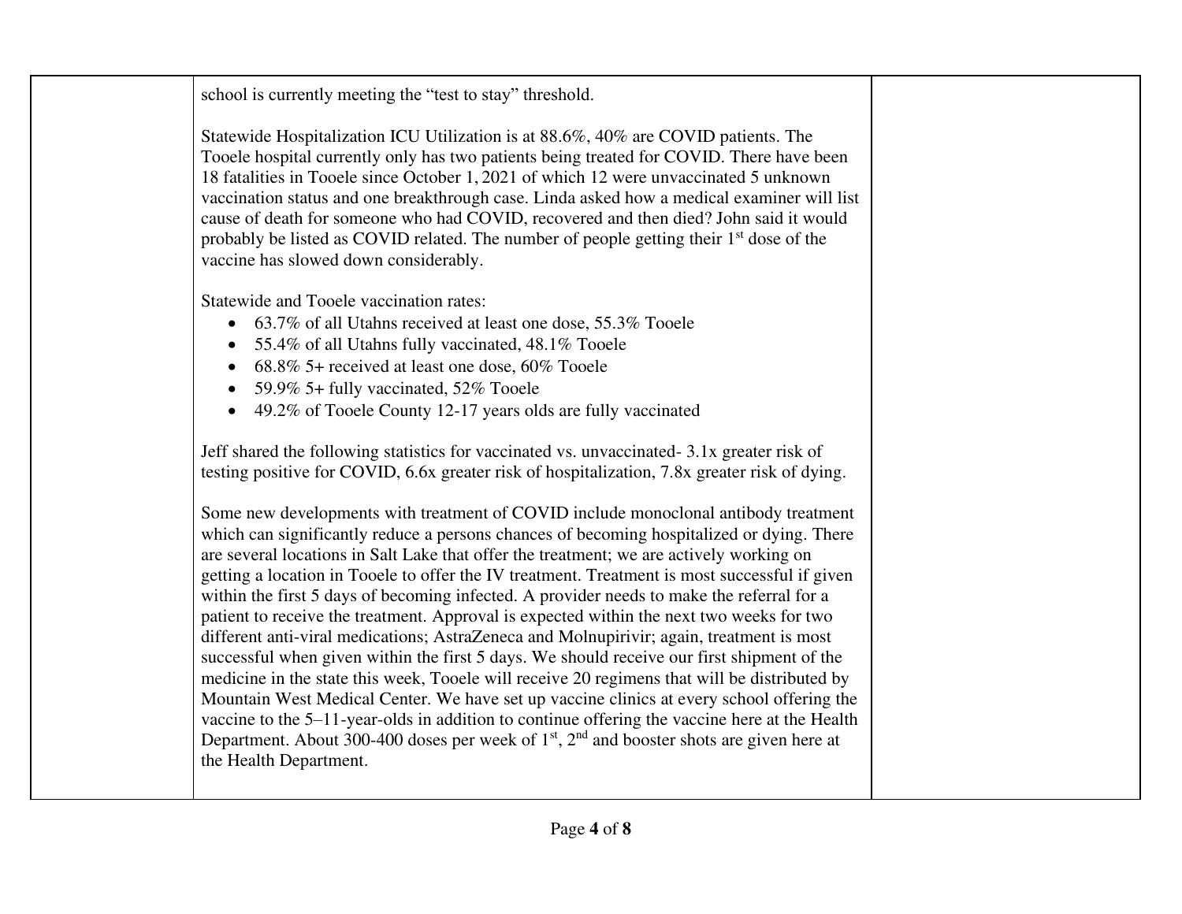| | | |
|---|---|---|
| | school is currently meeting the "test to stay" threshold.<br><br>Statewide Hospitalization ICU Utilization is at 88.6%, 40% are COVID patients. The Tooele hospital currently only has two patients being treated for COVID. There have been 18 fatalities in Tooele since October 1, 2021 of which 12 were unvaccinated 5 unknown vaccination status and one breakthrough case. Linda asked how a medical examiner will list cause of death for someone who had COVID, recovered and then died? John said it would probably be listed as COVID related. The number of people getting their 1st dose of the vaccine has slowed down considerably.<br><br>Statewide and Tooele vaccination rates:<br>• 63.7% of all Utahns received at least one dose, 55.3% Tooele<br>• 55.4% of all Utahns fully vaccinated, 48.1% Tooele<br>• 68.8% 5+ received at least one dose, 60% Tooele<br>• 59.9% 5+ fully vaccinated, 52% Tooele<br>• 49.2% of Tooele County 12-17 years olds are fully vaccinated<br><br>Jeff shared the following statistics for vaccinated vs. unvaccinated- 3.1x greater risk of testing positive for COVID, 6.6x greater risk of hospitalization, 7.8x greater risk of dying.<br><br>Some new developments with treatment of COVID include monoclonal antibody treatment which can significantly reduce a persons chances of becoming hospitalized or dying. There are several locations in Salt Lake that offer the treatment; we are actively working on getting a location in Tooele to offer the IV treatment. Treatment is most successful if given within the first 5 days of becoming infected. A provider needs to make the referral for a patient to receive the treatment. Approval is expected within the next two weeks for two different anti-viral medications; AstraZeneca and Molnupirivir; again, treatment is most successful when given within the first 5 days. We should receive our first shipment of the medicine in the state this week, Tooele will receive 20 regimens that will be distributed by Mountain West Medical Center. We have set up vaccine clinics at every school offering the vaccine to the 5–11-year-olds in addition to continue offering the vaccine here at the Health Department. About 300-400 doses per week of 1st, 2nd and booster shots are given here at the Health Department. | |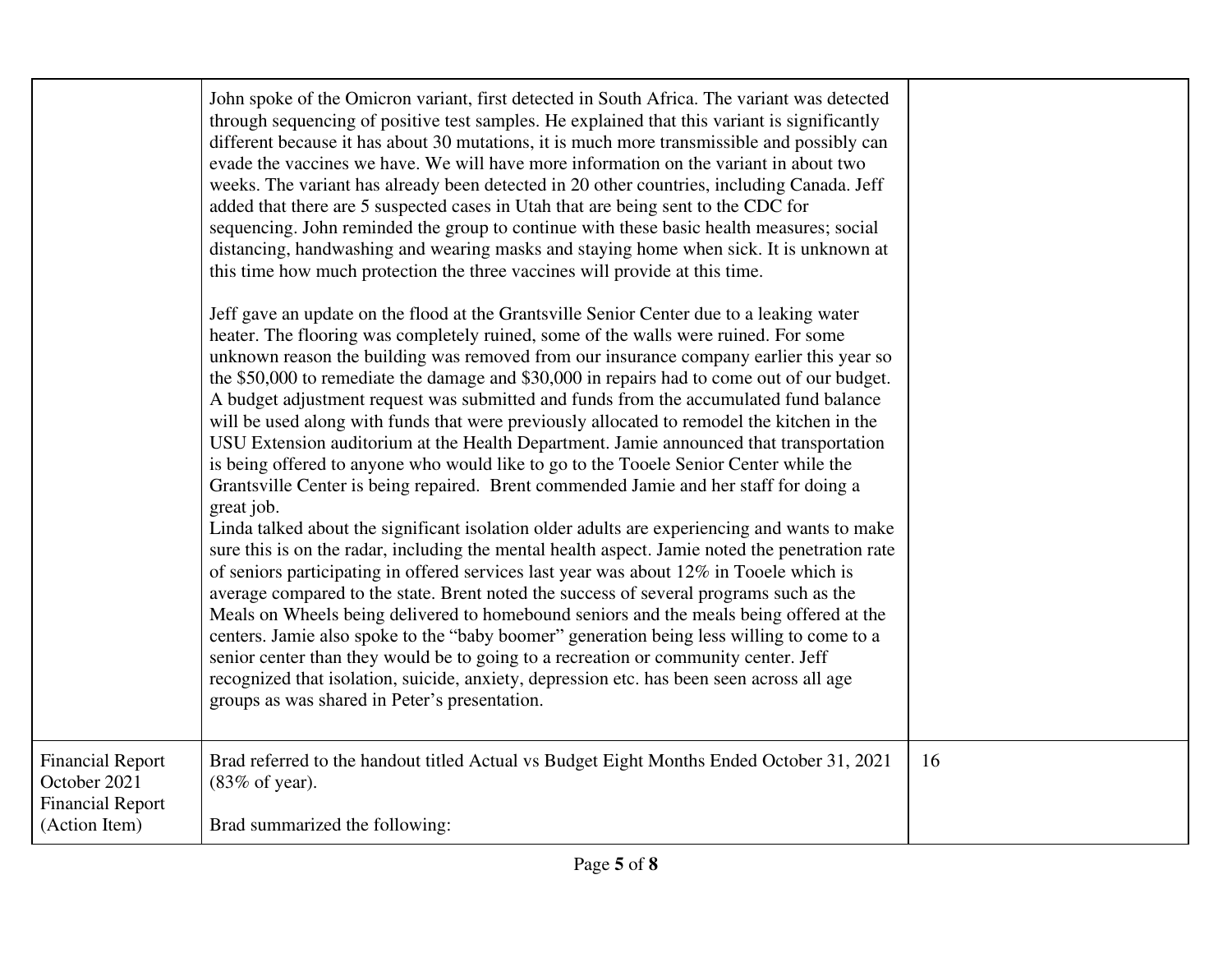| | | |
|---|---|---|
| | John spoke of the Omicron variant, first detected in South Africa. The variant was detected through sequencing of positive test samples. He explained that this variant is significantly different because it has about 30 mutations, it is much more transmissible and possibly can evade the vaccines we have. We will have more information on the variant in about two weeks. The variant has already been detected in 20 other countries, including Canada. Jeff added that there are 5 suspected cases in Utah that are being sent to the CDC for sequencing. John reminded the group to continue with these basic health measures; social distancing, handwashing and wearing masks and staying home when sick. It is unknown at this time how much protection the three vaccines will provide at this time.<br><br>Jeff gave an update on the flood at the Grantsville Senior Center due to a leaking water heater. The flooring was completely ruined, some of the walls were ruined. For some unknown reason the building was removed from our insurance company earlier this year so the $50,000 to remediate the damage and $30,000 in repairs had to come out of our budget. A budget adjustment request was submitted and funds from the accumulated fund balance will be used along with funds that were previously allocated to remodel the kitchen in the USU Extension auditorium at the Health Department. Jamie announced that transportation is being offered to anyone who would like to go to the Tooele Senior Center while the Grantsville Center is being repaired. Brent commended Jamie and her staff for doing a great job.<br>Linda talked about the significant isolation older adults are experiencing and wants to make sure this is on the radar, including the mental health aspect. Jamie noted the penetration rate of seniors participating in offered services last year was about 12% in Tooele which is average compared to the state. Brent noted the success of several programs such as the Meals on Wheels being delivered to homebound seniors and the meals being offered at the centers. Jamie also spoke to the "baby boomer" generation being less willing to come to a senior center than they would be to going to a recreation or community center. Jeff recognized that isolation, suicide, anxiety, depression etc. has been seen across all age groups as was shared in Peter's presentation. | |
| Financial Report October 2021 Financial Report (Action Item) | Brad referred to the handout titled Actual vs Budget Eight Months Ended October 31, 2021 (83% of year).<br><br>Brad summarized the following: | 16 |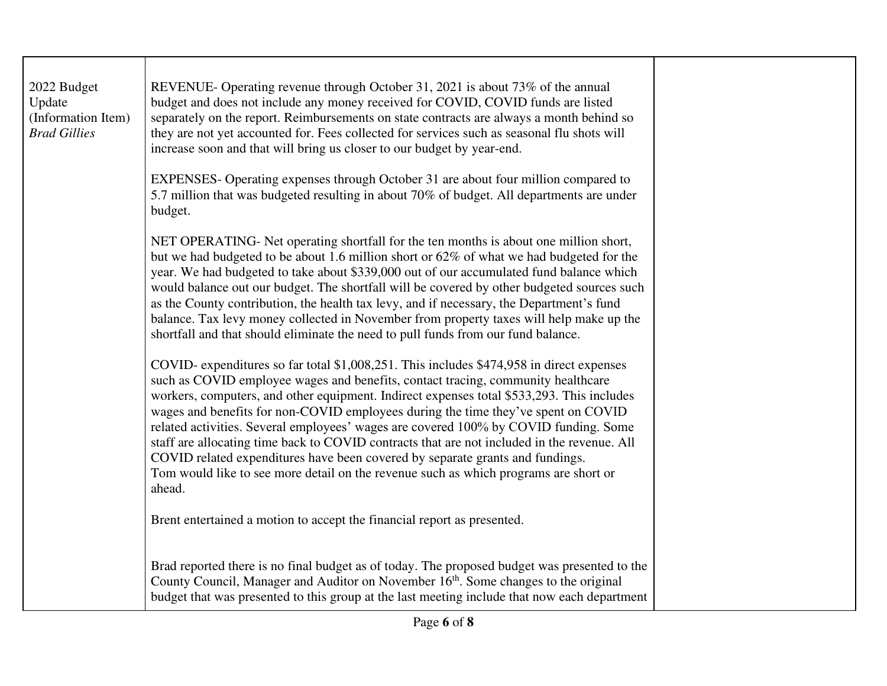| | | |
|---|---|---|
| 2022 Budget Update (Information Item) *Brad Gillies* | REVENUE- Operating revenue through October 31, 2021 is about 73% of the annual budget and does not include any money received for COVID, COVID funds are listed separately on the report. Reimbursements on state contracts are always a month behind so they are not yet accounted for. Fees collected for services such as seasonal flu shots will increase soon and that will bring us closer to our budget by year-end.<br><br>EXPENSES- Operating expenses through October 31 are about four million compared to 5.7 million that was budgeted resulting in about 70% of budget. All departments are under budget.<br><br>NET OPERATING- Net operating shortfall for the ten months is about one million short, but we had budgeted to be about 1.6 million short or 62% of what we had budgeted for the year. We had budgeted to take about $339,000 out of our accumulated fund balance which would balance out our budget. The shortfall will be covered by other budgeted sources such as the County contribution, the health tax levy, and if necessary, the Department's fund balance. Tax levy money collected in November from property taxes will help make up the shortfall and that should eliminate the need to pull funds from our fund balance.<br><br>COVID- expenditures so far total $1,008,251. This includes $474,958 in direct expenses such as COVID employee wages and benefits, contact tracing, community healthcare workers, computers, and other equipment. Indirect expenses total $533,293. This includes wages and benefits for non-COVID employees during the time they've spent on COVID related activities. Several employees' wages are covered 100% by COVID funding. Some staff are allocating time back to COVID contracts that are not included in the revenue. All COVID related expenditures have been covered by separate grants and fundings.<br>Tom would like to see more detail on the revenue such as which programs are short or ahead.<br><br>Brent entertained a motion to accept the financial report as presented.<br><br><br>Brad reported there is no final budget as of today. The proposed budget was presented to the County Council, Manager and Auditor on November 16th. Some changes to the original budget that was presented to this group at the last meeting include that now each department | |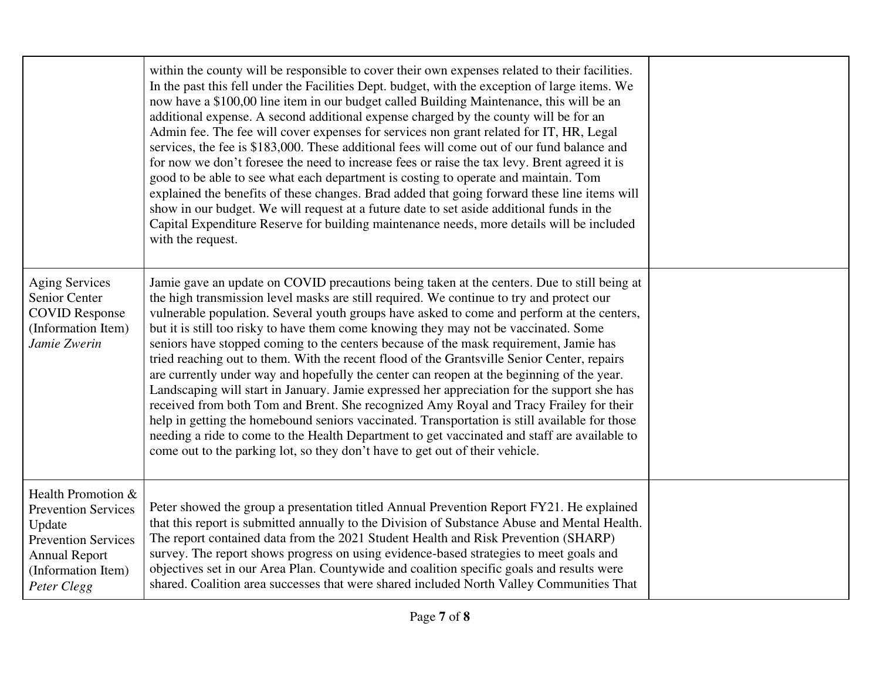| | | |
|---|---|---|
| | within the county will be responsible to cover their own expenses related to their facilities. In the past this fell under the Facilities Dept. budget, with the exception of large items. We now have a $100,00 line item in our budget called Building Maintenance, this will be an additional expense. A second additional expense charged by the county will be for an Admin fee. The fee will cover expenses for services non grant related for IT, HR, Legal services, the fee is $183,000. These additional fees will come out of our fund balance and for now we don't foresee the need to increase fees or raise the tax levy. Brent agreed it is good to be able to see what each department is costing to operate and maintain. Tom explained the benefits of these changes. Brad added that going forward these line items will show in our budget. We will request at a future date to set aside additional funds in the Capital Expenditure Reserve for building maintenance needs, more details will be included with the request. | |
| Aging Services Senior Center COVID Response (Information Item) *Jamie Zwerin* | Jamie gave an update on COVID precautions being taken at the centers. Due to still being at the high transmission level masks are still required. We continue to try and protect our vulnerable population. Several youth groups have asked to come and perform at the centers, but it is still too risky to have them come knowing they may not be vaccinated. Some seniors have stopped coming to the centers because of the mask requirement, Jamie has tried reaching out to them. With the recent flood of the Grantsville Senior Center, repairs are currently under way and hopefully the center can reopen at the beginning of the year. Landscaping will start in January. Jamie expressed her appreciation for the support she has received from both Tom and Brent. She recognized Amy Royal and Tracy Frailey for their help in getting the homebound seniors vaccinated. Transportation is still available for those needing a ride to come to the Health Department to get vaccinated and staff are available to come out to the parking lot, so they don't have to get out of their vehicle. | |
| Health Promotion & Prevention Services Update Prevention Services Annual Report (Information Item) *Peter Clegg* | Peter showed the group a presentation titled Annual Prevention Report FY21. He explained that this report is submitted annually to the Division of Substance Abuse and Mental Health. The report contained data from the 2021 Student Health and Risk Prevention (SHARP) survey. The report shows progress on using evidence-based strategies to meet goals and objectives set in our Area Plan. Countywide and coalition specific goals and results were shared. Coalition area successes that were shared included North Valley Communities That | |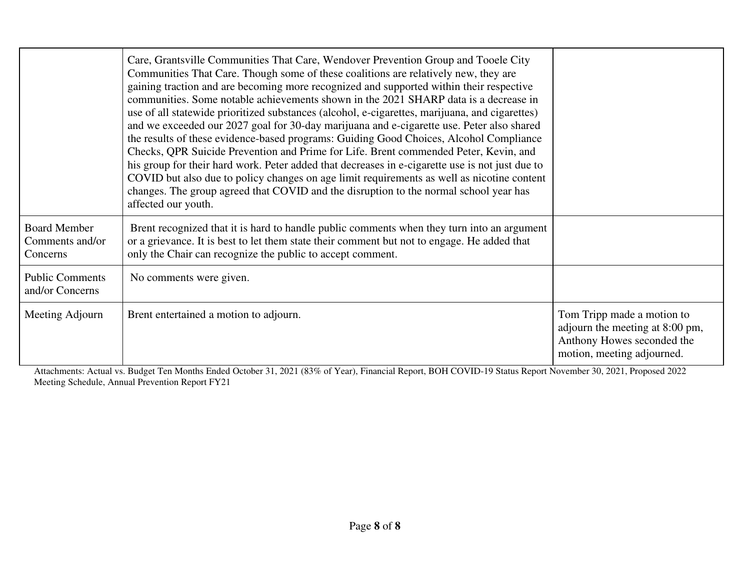| | | |
|---|---|---|
| | Care, Grantsville Communities That Care, Wendover Prevention Group and Tooele City Communities That Care. Though some of these coalitions are relatively new, they are gaining traction and are becoming more recognized and supported within their respective communities. Some notable achievements shown in the 2021 SHARP data is a decrease in use of all statewide prioritized substances (alcohol, e-cigarettes, marijuana, and cigarettes) and we exceeded our 2027 goal for 30-day marijuana and e-cigarette use. Peter also shared the results of these evidence-based programs: Guiding Good Choices, Alcohol Compliance Checks, QPR Suicide Prevention and Prime for Life. Brent commended Peter, Kevin, and his group for their hard work. Peter added that decreases in e-cigarette use is not just due to COVID but also due to policy changes on age limit requirements as well as nicotine content changes. The group agreed that COVID and the disruption to the normal school year has affected our youth. | |
| Board Member Comments and/or Concerns | Brent recognized that it is hard to handle public comments when they turn into an argument or a grievance. It is best to let them state their comment but not to engage. He added that only the Chair can recognize the public to accept comment. | |
| Public Comments and/or Concerns | No comments were given. | |
| Meeting Adjourn | Brent entertained a motion to adjourn. | Tom Tripp made a motion to adjourn the meeting at 8:00 pm, Anthony Howes seconded the motion, meeting adjourned. |

Attachments: Actual vs. Budget Ten Months Ended October 31, 2021 (83% of Year), Financial Report, BOH COVID-19 Status Report November 30, 2021, Proposed 2022 Meeting Schedule, Annual Prevention Report FY21